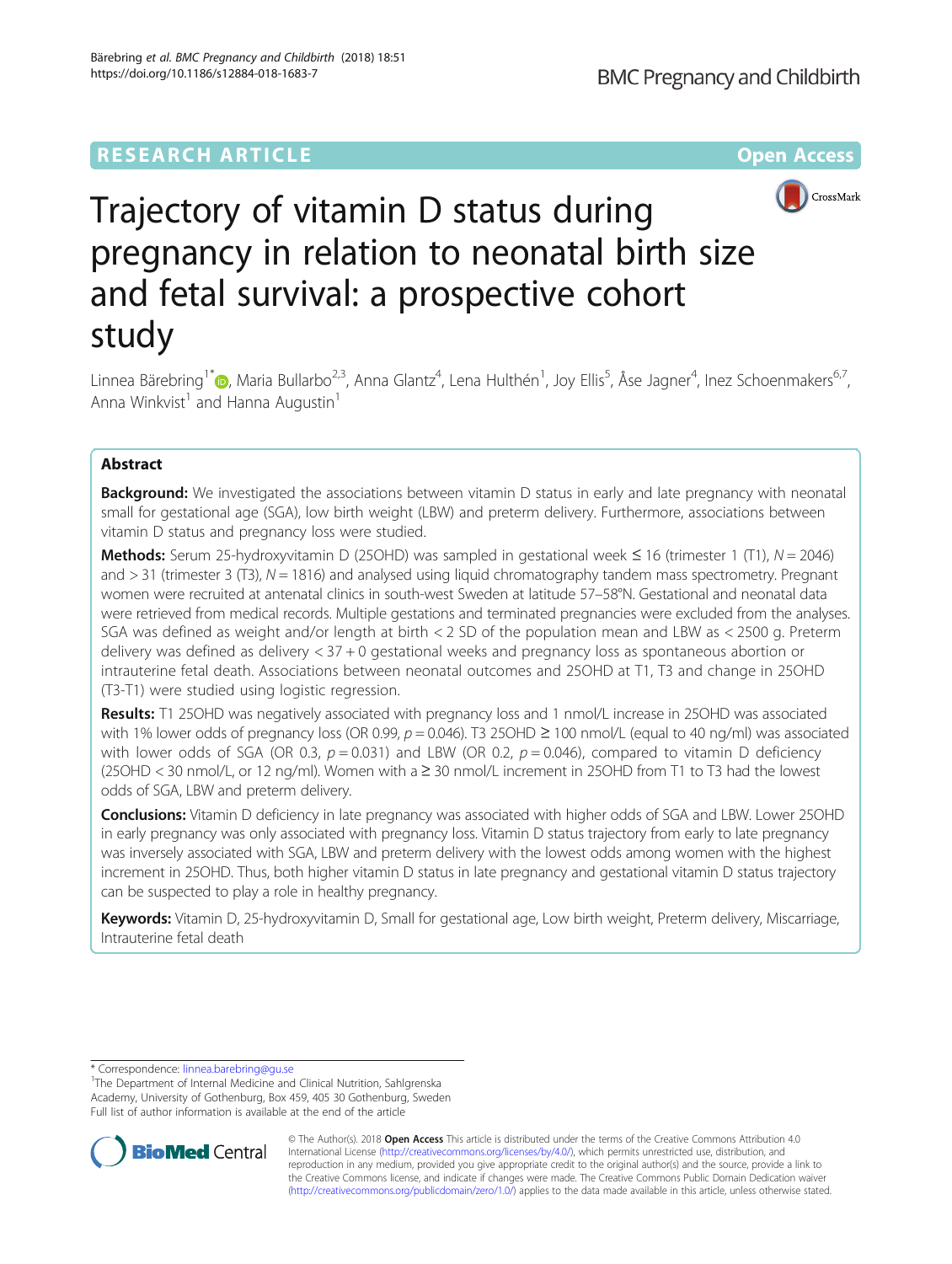RESEARCH ARTICLE

Open Access

# Trajectory of vitamin D status during pregnancy in relation to neonatal birth size and fetal survival: a prospective cohort study

Linnea Bärebring[1*], Maria Bullarbo[2,3], Anna Glantz[4], Lena Hulthén[1], Joy Ellis[5], Åse Jagner[4], Inez Schoenmakers[6,7], Anna Winkvist[1] and Hanna Augustin[1]

## Abstract

**Background:** We investigated the associations between vitamin D status in early and late pregnancy with neonatal small for gestational age (SGA), low birth weight (LBW) and preterm delivery. Furthermore, associations between vitamin D status and pregnancy loss were studied.

**Methods:** Serum 25-hydroxyvitamin D (25OHD) was sampled in gestational week ≤ 16 (trimester 1 (T1), $N = 2046$) and > 31 (trimester 3 (T3), $N = 1816$) and analysed using liquid chromatography tandem mass spectrometry. Pregnant women were recruited at antenatal clinics in south-west Sweden at latitude 57–58°N. Gestational and neonatal data were retrieved from medical records. Multiple gestations and terminated pregnancies were excluded from the analyses. SGA was defined as weight and/or length at birth < 2 SD of the population mean and LBW as < 2500 g. Preterm delivery was defined as delivery < 37 + 0 gestational weeks and pregnancy loss as spontaneous abortion or intrauterine fetal death. Associations between neonatal outcomes and 25OHD at T1, T3 and change in 25OHD (T3-T1) were studied using logistic regression.

**Results:** T1 25OHD was negatively associated with pregnancy loss and 1 nmol/L increase in 25OHD was associated with 1% lower odds of pregnancy loss (OR 0.99, $p = 0.046$). T3 25OHD ≥ 100 nmol/L (equal to 40 ng/ml) was associated with lower odds of SGA (OR 0.3, $p = 0.031$) and LBW (OR 0.2, $p = 0.046$), compared to vitamin D deficiency (25OHD < 30 nmol/L, or 12 ng/ml). Women with a ≥ 30 nmol/L increment in 25OHD from T1 to T3 had the lowest odds of SGA, LBW and preterm delivery.

**Conclusions:** Vitamin D deficiency in late pregnancy was associated with higher odds of SGA and LBW. Lower 25OHD in early pregnancy was only associated with pregnancy loss. Vitamin D status trajectory from early to late pregnancy was inversely associated with SGA, LBW and preterm delivery with the lowest odds among women with the highest increment in 25OHD. Thus, both higher vitamin D status in late pregnancy and gestational vitamin D status trajectory can be suspected to play a role in healthy pregnancy.

**Keywords:** Vitamin D, 25-hydroxyvitamin D, Small for gestational age, Low birth weight, Preterm delivery, Miscarriage, Intrauterine fetal death

\* Correspondence: linnea.barebring@gu.se
[1]The Department of Internal Medicine and Clinical Nutrition, Sahlgrenska Academy, University of Gothenburg, Box 459, 405 30 Gothenburg, Sweden
Full list of author information is available at the end of the article

© The Author(s). 2018 **Open Access** This article is distributed under the terms of the Creative Commons Attribution 4.0 International License (http://creativecommons.org/licenses/by/4.0/), which permits unrestricted use, distribution, and reproduction in any medium, provided you give appropriate credit to the original author(s) and the source, provide a link to the Creative Commons license, and indicate if changes were made. The Creative Commons Public Domain Dedication waiver (http://creativecommons.org/publicdomain/zero/1.0/) applies to the data made available in this article, unless otherwise stated.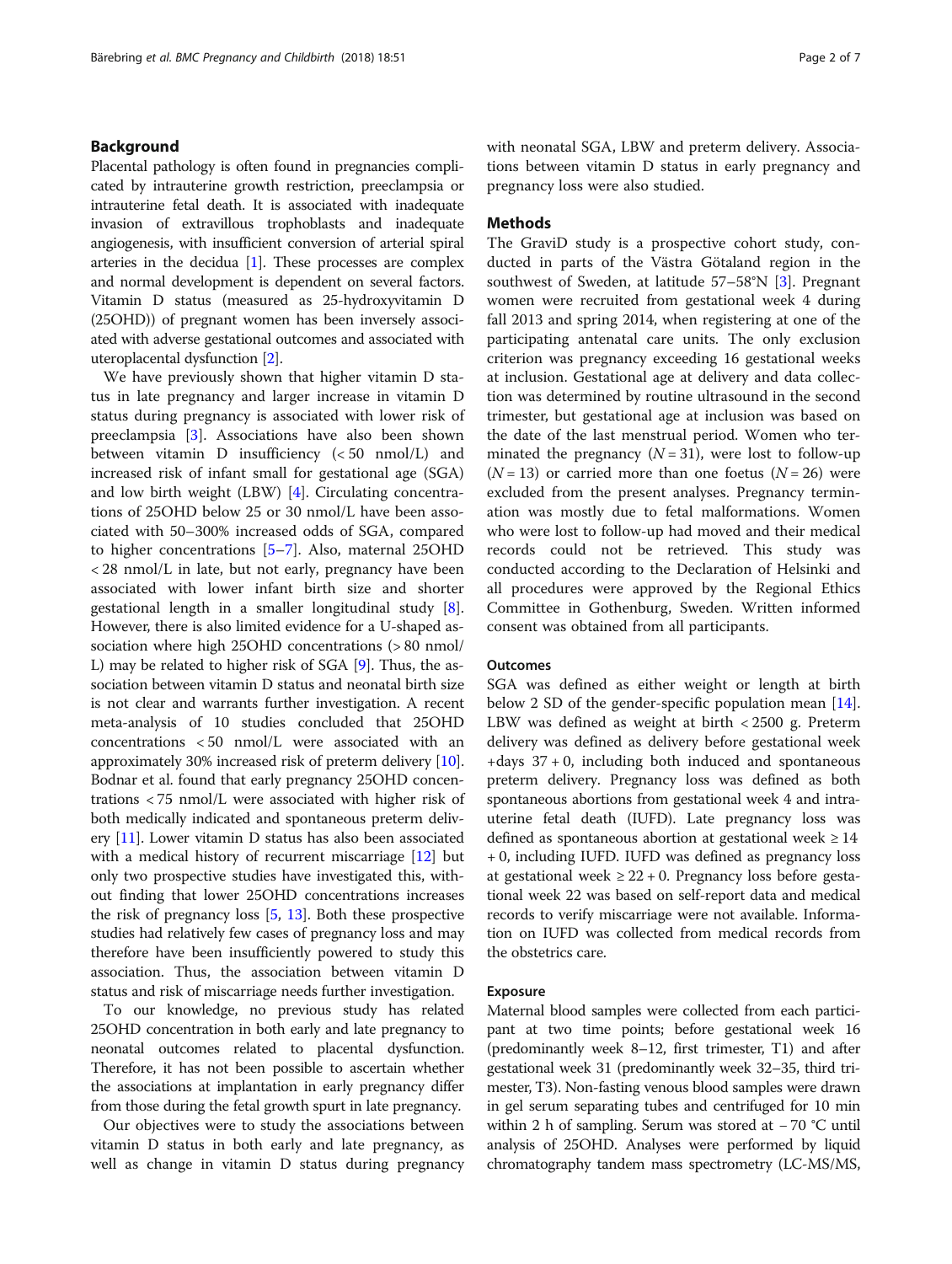## Background

Placental pathology is often found in pregnancies complicated by intrauterine growth restriction, preeclampsia or intrauterine fetal death. It is associated with inadequate invasion of extravillous trophoblasts and inadequate angiogenesis, with insufficient conversion of arterial spiral arteries in the decidua [1]. These processes are complex and normal development is dependent on several factors. Vitamin D status (measured as 25-hydroxyvitamin D (25OHD)) of pregnant women has been inversely associated with adverse gestational outcomes and associated with uteroplacental dysfunction [2].

We have previously shown that higher vitamin D status in late pregnancy and larger increase in vitamin D status during pregnancy is associated with lower risk of preeclampsia [3]. Associations have also been shown between vitamin D insufficiency (< 50 nmol/L) and increased risk of infant small for gestational age (SGA) and low birth weight (LBW) [4]. Circulating concentrations of 25OHD below 25 or 30 nmol/L have been associated with 50–300% increased odds of SGA, compared to higher concentrations [5–7]. Also, maternal 25OHD < 28 nmol/L in late, but not early, pregnancy have been associated with lower infant birth size and shorter gestational length in a smaller longitudinal study [8]. However, there is also limited evidence for a U-shaped association where high 25OHD concentrations (> 80 nmol/L) may be related to higher risk of SGA [9]. Thus, the association between vitamin D status and neonatal birth size is not clear and warrants further investigation. A recent meta-analysis of 10 studies concluded that 25OHD concentrations < 50 nmol/L were associated with an approximately 30% increased risk of preterm delivery [10]. Bodnar et al. found that early pregnancy 25OHD concentrations < 75 nmol/L were associated with higher risk of both medically indicated and spontaneous preterm delivery [11]. Lower vitamin D status has also been associated with a medical history of recurrent miscarriage [12] but only two prospective studies have investigated this, without finding that lower 25OHD concentrations increases the risk of pregnancy loss [5, 13]. Both these prospective studies had relatively few cases of pregnancy loss and may therefore have been insufficiently powered to study this association. Thus, the association between vitamin D status and risk of miscarriage needs further investigation.

To our knowledge, no previous study has related 25OHD concentration in both early and late pregnancy to neonatal outcomes related to placental dysfunction. Therefore, it has not been possible to ascertain whether the associations at implantation in early pregnancy differ from those during the fetal growth spurt in late pregnancy.

Our objectives were to study the associations between vitamin D status in both early and late pregnancy, as well as change in vitamin D status during pregnancy with neonatal SGA, LBW and preterm delivery. Associations between vitamin D status in early pregnancy and pregnancy loss were also studied.

## Methods

The GraviD study is a prospective cohort study, conducted in parts of the Västra Götaland region in the southwest of Sweden, at latitude 57–58°N [3]. Pregnant women were recruited from gestational week 4 during fall 2013 and spring 2014, when registering at one of the participating antenatal care units. The only exclusion criterion was pregnancy exceeding 16 gestational weeks at inclusion. Gestational age at delivery and data collection was determined by routine ultrasound in the second trimester, but gestational age at inclusion was based on the date of the last menstrual period. Women who terminated the pregnancy ($N = 31$), were lost to follow-up ($N = 13$) or carried more than one foetus ($N = 26$) were excluded from the present analyses. Pregnancy termination was mostly due to fetal malformations. Women who were lost to follow-up had moved and their medical records could not be retrieved. This study was conducted according to the Declaration of Helsinki and all procedures were approved by the Regional Ethics Committee in Gothenburg, Sweden. Written informed consent was obtained from all participants.

### Outcomes

SGA was defined as either weight or length at birth below 2 SD of the gender-specific population mean [14]. LBW was defined as weight at birth < 2500 g. Preterm delivery was defined as delivery before gestational week +days 37 + 0, including both induced and spontaneous preterm delivery. Pregnancy loss was defined as both spontaneous abortions from gestational week 4 and intrauterine fetal death (IUFD). Late pregnancy loss was defined as spontaneous abortion at gestational week ≥ 14 + 0, including IUFD. IUFD was defined as pregnancy loss at gestational week ≥ 22 + 0. Pregnancy loss before gestational week 22 was based on self-report data and medical records to verify miscarriage were not available. Information on IUFD was collected from medical records from the obstetrics care.

### Exposure

Maternal blood samples were collected from each participant at two time points; before gestational week 16 (predominantly week 8–12, first trimester, T1) and after gestational week 31 (predominantly week 32–35, third trimester, T3). Non-fasting venous blood samples were drawn in gel serum separating tubes and centrifuged for 10 min within 2 h of sampling. Serum was stored at − 70 °C until analysis of 25OHD. Analyses were performed by liquid chromatography tandem mass spectrometry (LC-MS/MS,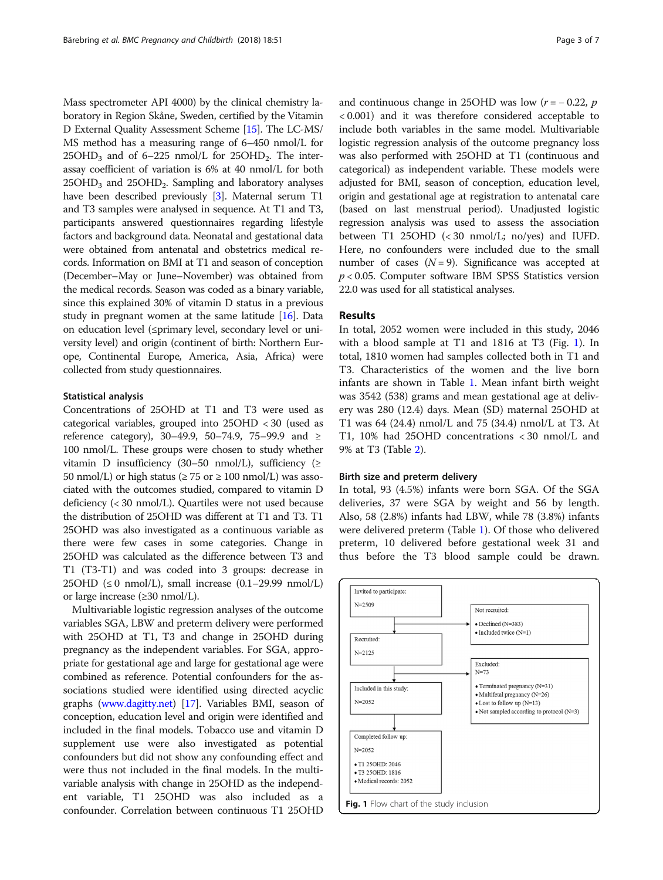Mass spectrometer API 4000) by the clinical chemistry laboratory in Region Skåne, Sweden, certified by the Vitamin D External Quality Assessment Scheme [15]. The LC-MS/MS method has a measuring range of 6–450 nmol/L for $25OHD_3$ and of 6–225 nmol/L for $25OHD_2$. The inter-assay coefficient of variation is 6% at 40 nmol/L for both $25OHD_3$ and $25OHD_2$. Sampling and laboratory analyses have been described previously [3]. Maternal serum T1 and T3 samples were analysed in sequence. At T1 and T3, participants answered questionnaires regarding lifestyle factors and background data. Neonatal and gestational data were obtained from antenatal and obstetrics medical records. Information on BMI at T1 and season of conception (December–May or June–November) was obtained from the medical records. Season was coded as a binary variable, since this explained 30% of vitamin D status in a previous study in pregnant women at the same latitude [16]. Data on education level (≤primary level, secondary level or university level) and origin (continent of birth: Northern Europe, Continental Europe, America, Asia, Africa) were collected from study questionnaires.

### Statistical analysis

Concentrations of 25OHD at T1 and T3 were used as categorical variables, grouped into 25OHD < 30 (used as reference category), 30–49.9, 50–74.9, 75–99.9 and ≥ 100 nmol/L. These groups were chosen to study whether vitamin D insufficiency (30–50 nmol/L), sufficiency (≥ 50 nmol/L) or high status (≥ 75 or ≥ 100 nmol/L) was associated with the outcomes studied, compared to vitamin D deficiency (< 30 nmol/L). Quartiles were not used because the distribution of 25OHD was different at T1 and T3. T1 25OHD was also investigated as a continuous variable as there were few cases in some categories. Change in 25OHD was calculated as the difference between T3 and T1 (T3-T1) and was coded into 3 groups: decrease in 25OHD (≤ 0 nmol/L), small increase (0.1–29.99 nmol/L) or large increase (≥30 nmol/L).

Multivariable logistic regression analyses of the outcome variables SGA, LBW and preterm delivery were performed with 25OHD at T1, T3 and change in 25OHD during pregnancy as the independent variables. For SGA, appropriate for gestational age and large for gestational age were combined as reference. Potential confounders for the associations studied were identified using directed acyclic graphs (www.dagitty.net) [17]. Variables BMI, season of conception, education level and origin were identified and included in the final models. Tobacco use and vitamin D supplement use were also investigated as potential confounders but did not show any confounding effect and were thus not included in the final models. In the multivariable analysis with change in 25OHD as the independent variable, T1 25OHD was also included as a confounder. Correlation between continuous T1 25OHD and continuous change in 25OHD was low ($r = -0.22$, $p < 0.001$) and it was therefore considered acceptable to include both variables in the same model. Multivariable logistic regression analysis of the outcome pregnancy loss was also performed with 25OHD at T1 (continuous and categorical) as independent variable. These models were adjusted for BMI, season of conception, education level, origin and gestational age at registration to antenatal care (based on last menstrual period). Unadjusted logistic regression analysis was used to assess the association between T1 25OHD (< 30 nmol/L; no/yes) and IUFD. Here, no confounders were included due to the small number of cases ($N = 9$). Significance was accepted at $p < 0.05$. Computer software IBM SPSS Statistics version 22.0 was used for all statistical analyses.

## Results

In total, 2052 women were included in this study, 2046 with a blood sample at T1 and 1816 at T3 (Fig. 1). In total, 1810 women had samples collected both in T1 and T3. Characteristics of the women and the live born infants are shown in Table 1. Mean infant birth weight was 3542 (538) grams and mean gestational age at delivery was 280 (12.4) days. Mean (SD) maternal 25OHD at T1 was 64 (24.4) nmol/L and 75 (34.4) nmol/L at T3. At T1, 10% had 25OHD concentrations < 30 nmol/L and 9% at T3 (Table 2).

### Birth size and preterm delivery

In total, 93 (4.5%) infants were born SGA. Of the SGA deliveries, 37 were SGA by weight and 56 by length. Also, 58 (2.8%) infants had LBW, while 78 (3.8%) infants were delivered preterm (Table 1). Of those who delivered preterm, 10 delivered before gestational week 31 and thus before the T3 blood sample could be drawn.

Invited to participate: N=2509

Not recruited:
- Declined (N=383)
- Included twice (N=1)

Recruited: N=2125

Excluded: N=73
- Terminated pregnancy (N=31)
- Multifetal pregnancy (N=26)
- Lost to follow up (N=13)
- Not sampled according to protocol (N=3)

Included in this study: N=2052

Completed follow up: N=2052
- T1 25OHD: 2046
- T3 25OHD: 1816
- Medical records: 2052

**Fig. 1** Flow chart of the study inclusion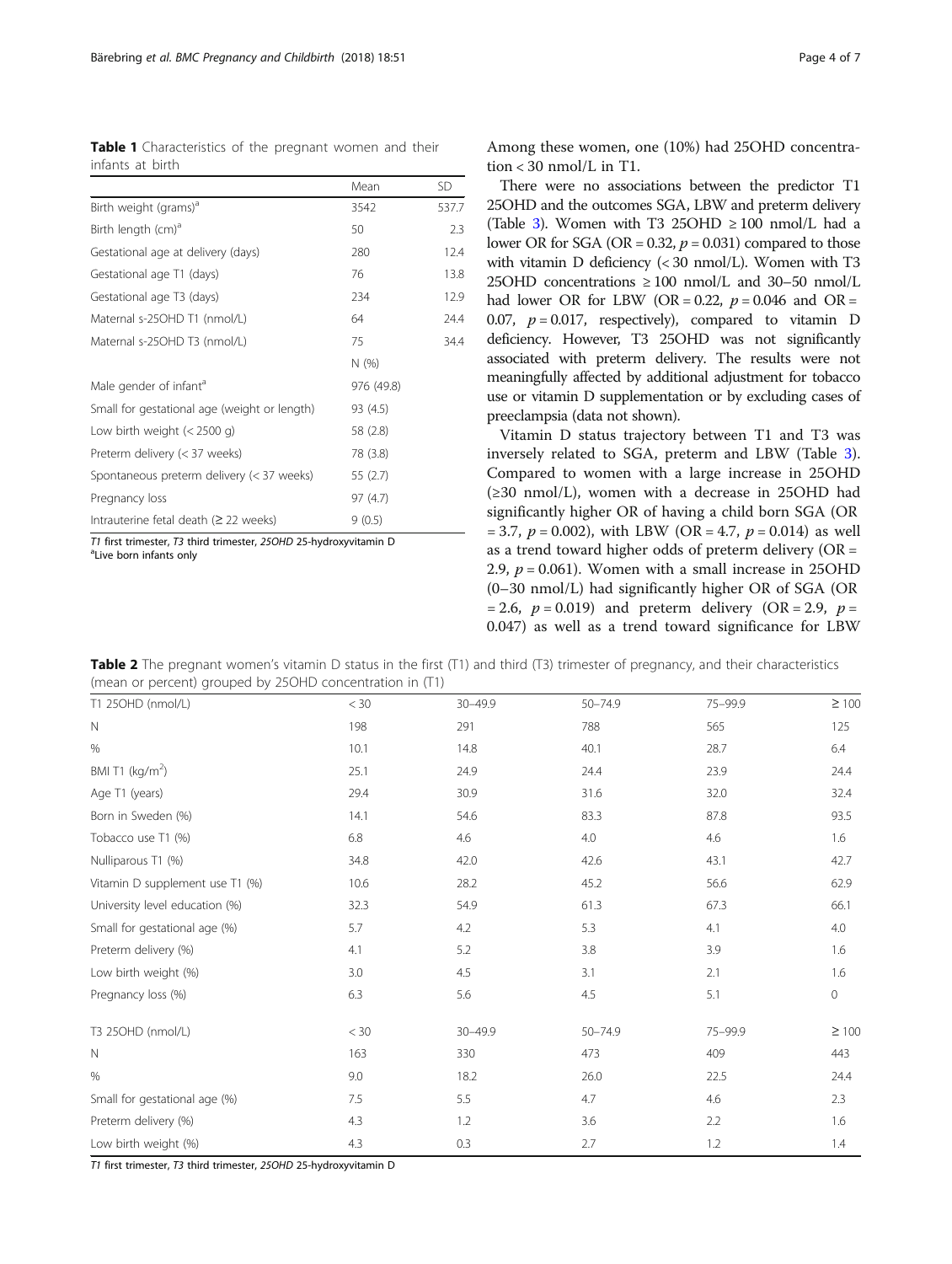**Table 1** Characteristics of the pregnant women and their infants at birth

| | Mean | SD |
|---|---|---|
| Birth weight (grams)[a] | 3542 | 537.7 |
| Birth length (cm)[a] | 50 | 2.3 |
| Gestational age at delivery (days) | 280 | 12.4 |
| Gestational age T1 (days) | 76 | 13.8 |
| Gestational age T3 (days) | 234 | 12.9 |
| Maternal s-25OHD T1 (nmol/L) | 64 | 24.4 |
| Maternal s-25OHD T3 (nmol/L) | 75 | 34.4 |
| | N (%) | |
| Male gender of infant[a] | 976 (49.8) | |
| Small for gestational age (weight or length) | 93 (4.5) | |
| Low birth weight (< 2500 g) | 58 (2.8) | |
| Preterm delivery (< 37 weeks) | 78 (3.8) | |
| Spontaneous preterm delivery (< 37 weeks) | 55 (2.7) | |
| Pregnancy loss | 97 (4.7) | |
| Intrauterine fetal death (≥ 22 weeks) | 9 (0.5) | |

*T1* first trimester, *T3* third trimester, *25OHD* 25-hydroxyvitamin D
[a]Live born infants only

Among these women, one (10%) had 25OHD concentration < 30 nmol/L in T1.

There were no associations between the predictor T1 25OHD and the outcomes SGA, LBW and preterm delivery (Table 3). Women with T3 25OHD ≥ 100 nmol/L had a lower OR for SGA (OR = 0.32, $p = 0.031$) compared to those with vitamin D deficiency (< 30 nmol/L). Women with T3 25OHD concentrations ≥ 100 nmol/L and 30–50 nmol/L had lower OR for LBW (OR = 0.22, $p = 0.046$ and OR = 0.07, $p = 0.017$, respectively), compared to vitamin D deficiency. However, T3 25OHD was not significantly associated with preterm delivery. The results were not meaningfully affected by additional adjustment for tobacco use or vitamin D supplementation or by excluding cases of preeclampsia (data not shown).

Vitamin D status trajectory between T1 and T3 was inversely related to SGA, preterm and LBW (Table 3). Compared to women with a large increase in 25OHD (≥30 nmol/L), women with a decrease in 25OHD had significantly higher OR of having a child born SGA (OR = 3.7, $p = 0.002$), with LBW (OR = 4.7, $p = 0.014$) as well as a trend toward higher odds of preterm delivery (OR = 2.9, $p = 0.061$). Women with a small increase in 25OHD (0–30 nmol/L) had significantly higher OR of SGA (OR = 2.6, $p = 0.019$) and preterm delivery (OR = 2.9, $p = 0.047$) as well as a trend toward significance for LBW

**Table 2** The pregnant women's vitamin D status in the first (T1) and third (T3) trimester of pregnancy, and their characteristics (mean or percent) grouped by 25OHD concentration in (T1)

| T1 25OHD (nmol/L) | < 30 | 30–49.9 | 50–74.9 | 75–99.9 | ≥ 100 |
|---|---|---|---|---|---|
| N | 198 | 291 | 788 | 565 | 125 |
| % | 10.1 | 14.8 | 40.1 | 28.7 | 6.4 |
| BMI T1 (kg/m$^2$) | 25.1 | 24.9 | 24.4 | 23.9 | 24.4 |
| Age T1 (years) | 29.4 | 30.9 | 31.6 | 32.0 | 32.4 |
| Born in Sweden (%) | 14.1 | 54.6 | 83.3 | 87.8 | 93.5 |
| Tobacco use T1 (%) | 6.8 | 4.6 | 4.0 | 4.6 | 1.6 |
| Nulliparous T1 (%) | 34.8 | 42.0 | 42.6 | 43.1 | 42.7 |
| Vitamin D supplement use T1 (%) | 10.6 | 28.2 | 45.2 | 56.6 | 62.9 |
| University level education (%) | 32.3 | 54.9 | 61.3 | 67.3 | 66.1 |
| Small for gestational age (%) | 5.7 | 4.2 | 5.3 | 4.1 | 4.0 |
| Preterm delivery (%) | 4.1 | 5.2 | 3.8 | 3.9 | 1.6 |
| Low birth weight (%) | 3.0 | 4.5 | 3.1 | 2.1 | 1.6 |
| Pregnancy loss (%) | 6.3 | 5.6 | 4.5 | 5.1 | 0 |
| T3 25OHD (nmol/L) | < 30 | 30–49.9 | 50–74.9 | 75–99.9 | ≥ 100 |
| N | 163 | 330 | 473 | 409 | 443 |
| % | 9.0 | 18.2 | 26.0 | 22.5 | 24.4 |
| Small for gestational age (%) | 7.5 | 5.5 | 4.7 | 4.6 | 2.3 |
| Preterm delivery (%) | 4.3 | 1.2 | 3.6 | 2.2 | 1.6 |
| Low birth weight (%) | 4.3 | 0.3 | 2.7 | 1.2 | 1.4 |

*T1* first trimester, *T3* third trimester, *25OHD* 25-hydroxyvitamin D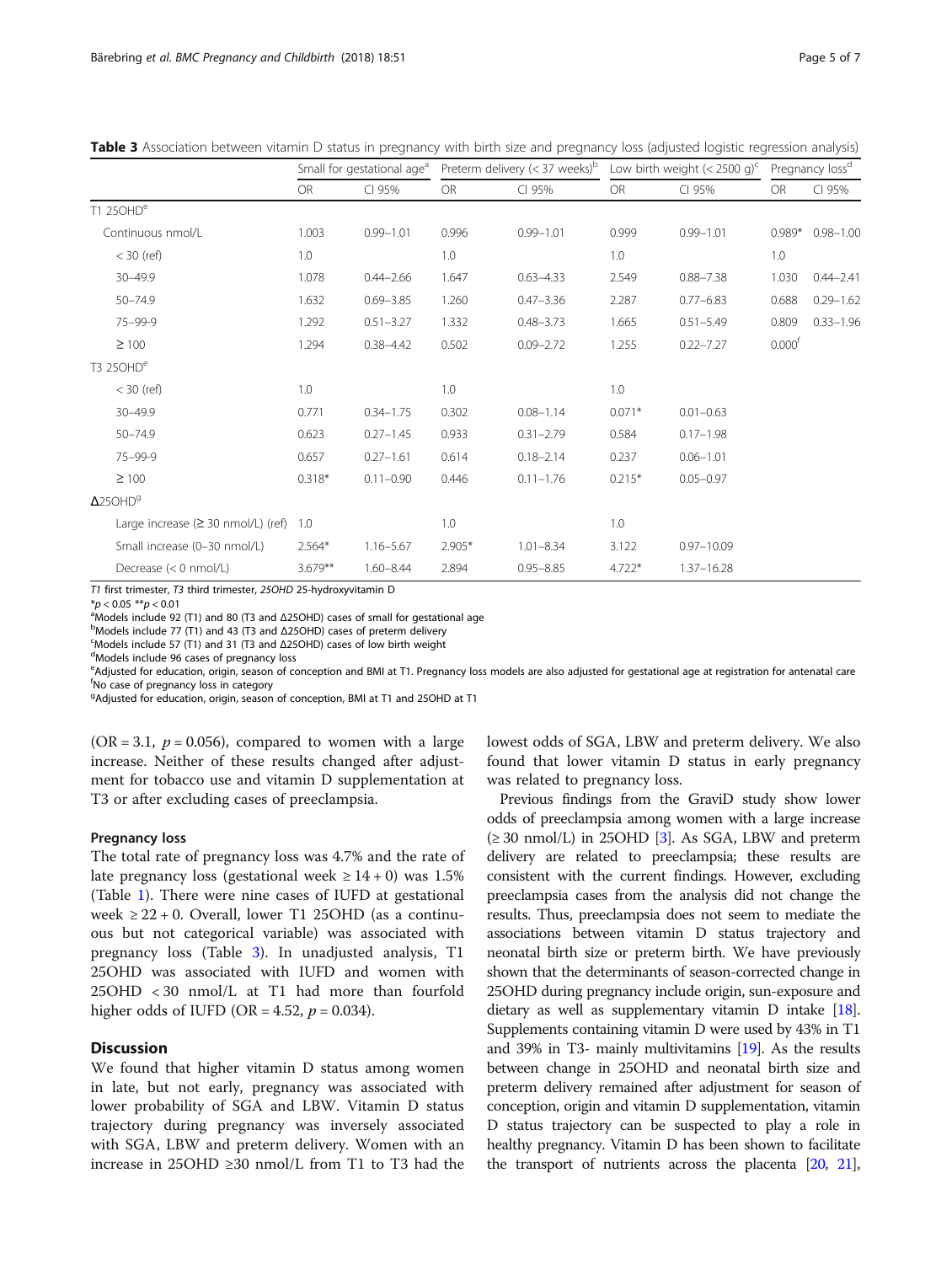**Table 3** Association between vitamin D status in pregnancy with birth size and pregnancy loss (adjusted logistic regression analysis)

| | Small for gestational age[a] | | Preterm delivery (< 37 weeks)[b] | | Low birth weight (< 2500 g)[c] | | Pregnancy loss[d] | |
|---|---|---|---|---|---|---|---|---|
| | OR | CI 95% | OR | CI 95% | OR | CI 95% | OR | CI 95% |
| T1 25OHD[e] | | | | | | | | |
| Continuous nmol/L | 1.003 | 0.99–1.01 | 0.996 | 0.99–1.01 | 0.999 | 0.99–1.01 | 0.989* | 0.98–1.00 |
| < 30 (ref) | 1.0 | | 1.0 | | 1.0 | | 1.0 | |
| 30–49.9 | 1.078 | 0.44–2.66 | 1.647 | 0.63–4.33 | 2.549 | 0.88–7.38 | 1.030 | 0.44–2.41 |
| 50–74.9 | 1.632 | 0.69–3.85 | 1.260 | 0.47–3.36 | 2.287 | 0.77–6.83 | 0.688 | 0.29–1.62 |
| 75–99-9 | 1.292 | 0.51–3.27 | 1.332 | 0.48–3.73 | 1.665 | 0.51–5.49 | 0.809 | 0.33–1.96 |
| ≥ 100 | 1.294 | 0.38–4.42 | 0.502 | 0.09–2.72 | 1.255 | 0.22–7.27 | 0.000[f] | |
| T3 25OHD[e] | | | | | | | | |
| < 30 (ref) | 1.0 | | 1.0 | | 1.0 | | | |
| 30–49.9 | 0.771 | 0.34–1.75 | 0.302 | 0.08–1.14 | 0.071* | 0.01–0.63 | | |
| 50–74.9 | 0.623 | 0.27–1.45 | 0.933 | 0.31–2.79 | 0.584 | 0.17–1.98 | | |
| 75–99-9 | 0.657 | 0.27–1.61 | 0.614 | 0.18–2.14 | 0.237 | 0.06–1.01 | | |
| ≥ 100 | 0.318* | 0.11–0.90 | 0.446 | 0.11–1.76 | 0.215* | 0.05–0.97 | | |
| **Δ**25OHD[g] | | | | | | | | |
| Large increase (≥ 30 nmol/L) (ref) | 1.0 | | 1.0 | | 1.0 | | | |
| Small increase (0–30 nmol/L) | 2.564* | 1.16–5.67 | 2.905* | 1.01–8.34 | 3.122 | 0.97–10.09 | | |
| Decrease (< 0 nmol/L) | 3.679** | 1.60–8.44 | 2.894 | 0.95–8.85 | 4.722* | 1.37–16.28 | | |

*T1* first trimester, *T3* third trimester, *25OHD* 25-hydroxyvitamin D

*$p < 0.05$ **$p < 0.01$

[a]Models include 92 (T1) and 80 (T3 and Δ25OHD) cases of small for gestational age

[b]Models include 77 (T1) and 43 (T3 and Δ25OHD) cases of preterm delivery

[c]Models include 57 (T1) and 31 (T3 and Δ25OHD) cases of low birth weight

[d]Models include 96 cases of pregnancy loss

[e]Adjusted for education, origin, season of conception and BMI at T1. Pregnancy loss models are also adjusted for gestational age at registration for antenatal care

[f]No case of pregnancy loss in category

[g]Adjusted for education, origin, season of conception, BMI at T1 and 25OHD at T1

(OR = 3.1, $p = 0.056$), compared to women with a large increase. Neither of these results changed after adjustment for tobacco use and vitamin D supplementation at T3 or after excluding cases of preeclampsia.

### Pregnancy loss

The total rate of pregnancy loss was 4.7% and the rate of late pregnancy loss (gestational week ≥ 14 + 0) was 1.5% (Table 1). There were nine cases of IUFD at gestational week ≥ 22 + 0. Overall, lower T1 25OHD (as a continuous but not categorical variable) was associated with pregnancy loss (Table 3). In unadjusted analysis, T1 25OHD was associated with IUFD and women with 25OHD < 30 nmol/L at T1 had more than fourfold higher odds of IUFD (OR = 4.52, $p = 0.034$).

## Discussion

We found that higher vitamin D status among women in late, but not early, pregnancy was associated with lower probability of SGA and LBW. Vitamin D status trajectory during pregnancy was inversely associated with SGA, LBW and preterm delivery. Women with an increase in 25OHD ≥30 nmol/L from T1 to T3 had the lowest odds of SGA, LBW and preterm delivery. We also found that lower vitamin D status in early pregnancy was related to pregnancy loss.

Previous findings from the GraviD study show lower odds of preeclampsia among women with a large increase (≥ 30 nmol/L) in 25OHD [3]. As SGA, LBW and preterm delivery are related to preeclampsia; these results are consistent with the current findings. However, excluding preeclampsia cases from the analysis did not change the results. Thus, preeclampsia does not seem to mediate the associations between vitamin D status trajectory and neonatal birth size or preterm birth. We have previously shown that the determinants of season-corrected change in 25OHD during pregnancy include origin, sun-exposure and dietary as well as supplementary vitamin D intake [18]. Supplements containing vitamin D were used by 43% in T1 and 39% in T3- mainly multivitamins [19]. As the results between change in 25OHD and neonatal birth size and preterm delivery remained after adjustment for season of conception, origin and vitamin D supplementation, vitamin D status trajectory can be suspected to play a role in healthy pregnancy. Vitamin D has been shown to facilitate the transport of nutrients across the placenta [20, 21],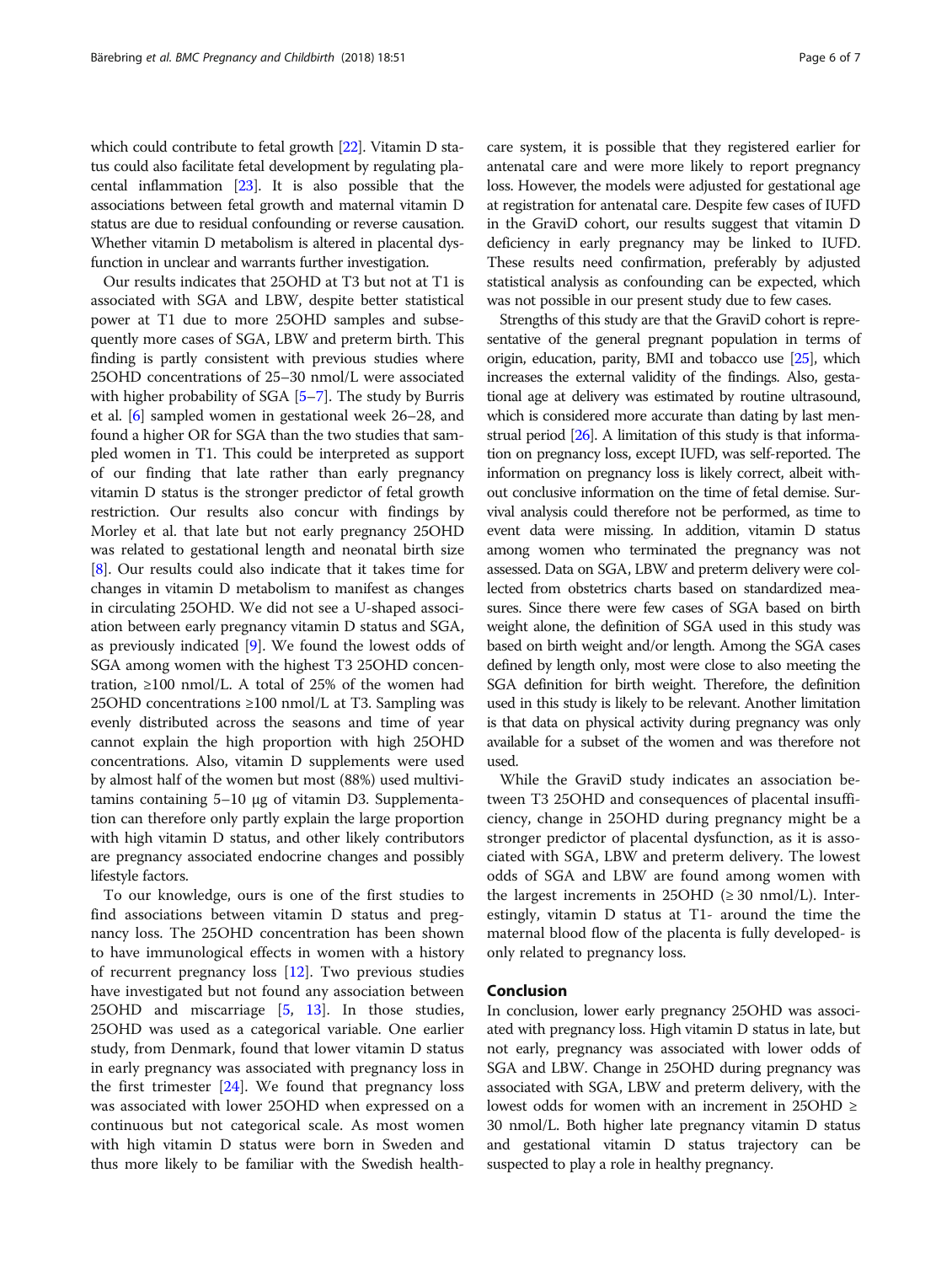which could contribute to fetal growth [22]. Vitamin D status could also facilitate fetal development by regulating placental inflammation [23]. It is also possible that the associations between fetal growth and maternal vitamin D status are due to residual confounding or reverse causation. Whether vitamin D metabolism is altered in placental dysfunction in unclear and warrants further investigation.

Our results indicates that 25OHD at T3 but not at T1 is associated with SGA and LBW, despite better statistical power at T1 due to more 25OHD samples and subsequently more cases of SGA, LBW and preterm birth. This finding is partly consistent with previous studies where 25OHD concentrations of 25–30 nmol/L were associated with higher probability of SGA [5–7]. The study by Burris et al. [6] sampled women in gestational week 26–28, and found a higher OR for SGA than the two studies that sampled women in T1. This could be interpreted as support of our finding that late rather than early pregnancy vitamin D status is the stronger predictor of fetal growth restriction. Our results also concur with findings by Morley et al. that late but not early pregnancy 25OHD was related to gestational length and neonatal birth size [8]. Our results could also indicate that it takes time for changes in vitamin D metabolism to manifest as changes in circulating 25OHD. We did not see a U-shaped association between early pregnancy vitamin D status and SGA, as previously indicated [9]. We found the lowest odds of SGA among women with the highest T3 25OHD concentration, ≥100 nmol/L. A total of 25% of the women had 25OHD concentrations ≥100 nmol/L at T3. Sampling was evenly distributed across the seasons and time of year cannot explain the high proportion with high 25OHD concentrations. Also, vitamin D supplements were used by almost half of the women but most (88%) used multivitamins containing 5–10 μg of vitamin D3. Supplementation can therefore only partly explain the large proportion with high vitamin D status, and other likely contributors are pregnancy associated endocrine changes and possibly lifestyle factors.

To our knowledge, ours is one of the first studies to find associations between vitamin D status and pregnancy loss. The 25OHD concentration has been shown to have immunological effects in women with a history of recurrent pregnancy loss [12]. Two previous studies have investigated but not found any association between 25OHD and miscarriage [5, 13]. In those studies, 25OHD was used as a categorical variable. One earlier study, from Denmark, found that lower vitamin D status in early pregnancy was associated with pregnancy loss in the first trimester [24]. We found that pregnancy loss was associated with lower 25OHD when expressed on a continuous but not categorical scale. As most women with high vitamin D status were born in Sweden and thus more likely to be familiar with the Swedish healthcare system, it is possible that they registered earlier for antenatal care and were more likely to report pregnancy loss. However, the models were adjusted for gestational age at registration for antenatal care. Despite few cases of IUFD in the GraviD cohort, our results suggest that vitamin D deficiency in early pregnancy may be linked to IUFD. These results need confirmation, preferably by adjusted statistical analysis as confounding can be expected, which was not possible in our present study due to few cases.

Strengths of this study are that the GraviD cohort is representative of the general pregnant population in terms of origin, education, parity, BMI and tobacco use [25], which increases the external validity of the findings. Also, gestational age at delivery was estimated by routine ultrasound, which is considered more accurate than dating by last menstrual period [26]. A limitation of this study is that information on pregnancy loss, except IUFD, was self-reported. The information on pregnancy loss is likely correct, albeit without conclusive information on the time of fetal demise. Survival analysis could therefore not be performed, as time to event data were missing. In addition, vitamin D status among women who terminated the pregnancy was not assessed. Data on SGA, LBW and preterm delivery were collected from obstetrics charts based on standardized measures. Since there were few cases of SGA based on birth weight alone, the definition of SGA used in this study was based on birth weight and/or length. Among the SGA cases defined by length only, most were close to also meeting the SGA definition for birth weight. Therefore, the definition used in this study is likely to be relevant. Another limitation is that data on physical activity during pregnancy was only available for a subset of the women and was therefore not used.

While the GraviD study indicates an association between T3 25OHD and consequences of placental insufficiency, change in 25OHD during pregnancy might be a stronger predictor of placental dysfunction, as it is associated with SGA, LBW and preterm delivery. The lowest odds of SGA and LBW are found among women with the largest increments in 25OHD (≥ 30 nmol/L). Interestingly, vitamin D status at T1- around the time the maternal blood flow of the placenta is fully developed- is only related to pregnancy loss.

## Conclusion

In conclusion, lower early pregnancy 25OHD was associated with pregnancy loss. High vitamin D status in late, but not early, pregnancy was associated with lower odds of SGA and LBW. Change in 25OHD during pregnancy was associated with SGA, LBW and preterm delivery, with the lowest odds for women with an increment in 25OHD ≥ 30 nmol/L. Both higher late pregnancy vitamin D status and gestational vitamin D status trajectory can be suspected to play a role in healthy pregnancy.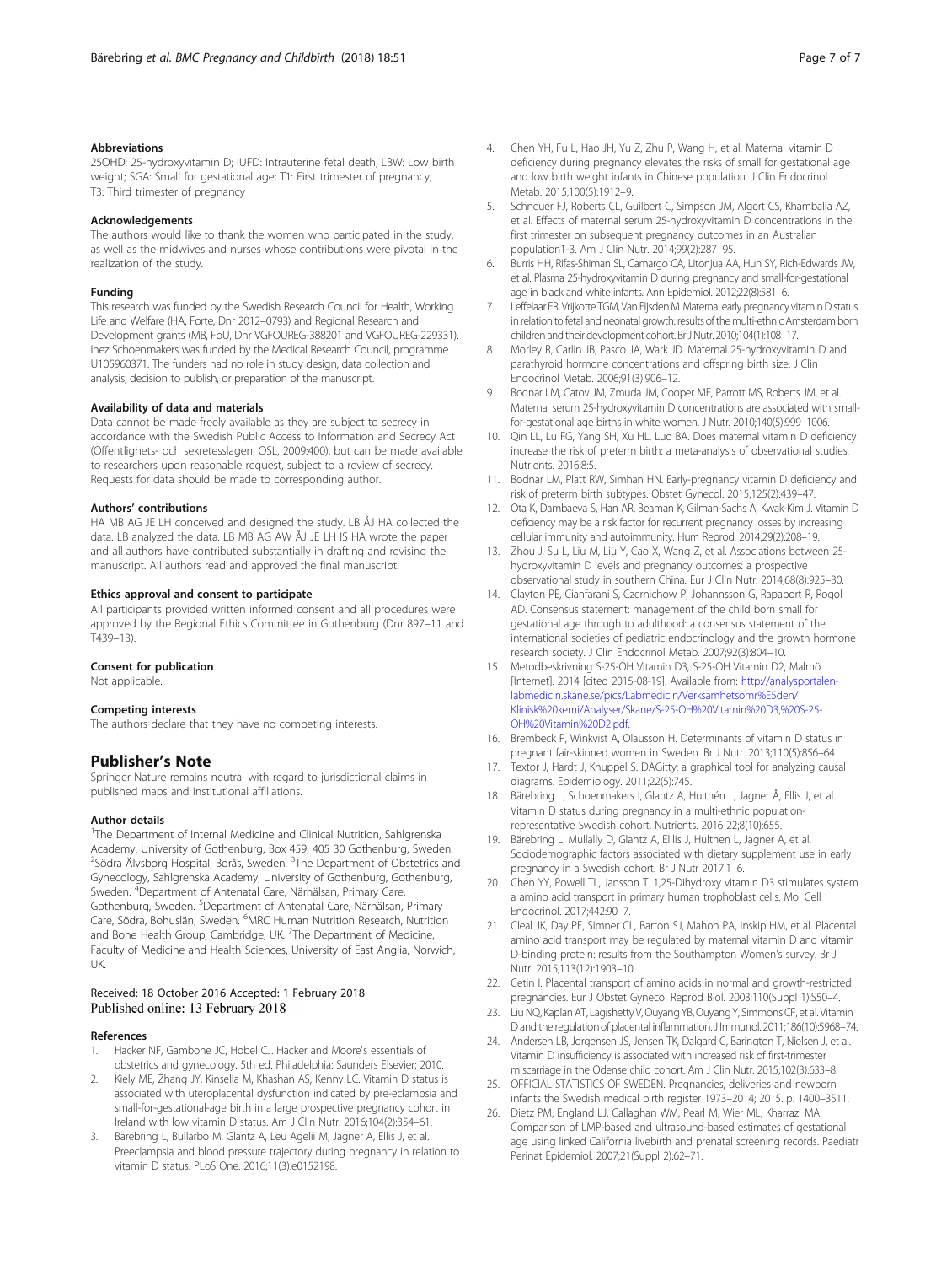### Abbreviations

25OHD: 25-hydroxyvitamin D; IUFD: Intrauterine fetal death; LBW: Low birth weight; SGA: Small for gestational age; T1: First trimester of pregnancy; T3: Third trimester of pregnancy

### Acknowledgements

The authors would like to thank the women who participated in the study, as well as the midwives and nurses whose contributions were pivotal in the realization of the study.

### Funding

This research was funded by the Swedish Research Council for Health, Working Life and Welfare (HA, Forte, Dnr 2012–0793) and Regional Research and Development grants (MB, FoU, Dnr VGFOUREG-388201 and VGFOUREG-229331). Inez Schoenmakers was funded by the Medical Research Council, programme U105960371. The funders had no role in study design, data collection and analysis, decision to publish, or preparation of the manuscript.

### Availability of data and materials

Data cannot be made freely available as they are subject to secrecy in accordance with the Swedish Public Access to Information and Secrecy Act (Offentlighets- och sekretesslagen, OSL, 2009:400), but can be made available to researchers upon reasonable request, subject to a review of secrecy. Requests for data should be made to corresponding author.

### Authors' contributions

HA MB AG JE LH conceived and designed the study. LB ÅJ HA collected the data. LB analyzed the data. LB MB AG AW ÅJ JE LH IS HA wrote the paper and all authors have contributed substantially in drafting and revising the manuscript. All authors read and approved the final manuscript.

### Ethics approval and consent to participate

All participants provided written informed consent and all procedures were approved by the Regional Ethics Committee in Gothenburg (Dnr 897–11 and T439–13).

### Consent for publication

Not applicable.

### Competing interests

The authors declare that they have no competing interests.

## Publisher's Note

Springer Nature remains neutral with regard to jurisdictional claims in published maps and institutional affiliations.

### Author details

[1]The Department of Internal Medicine and Clinical Nutrition, Sahlgrenska Academy, University of Gothenburg, Box 459, 405 30 Gothenburg, Sweden. [2]Södra Älvsborg Hospital, Borås, Sweden. [3]The Department of Obstetrics and Gynecology, Sahlgrenska Academy, University of Gothenburg, Gothenburg, Sweden. [4]Department of Antenatal Care, Närhälsan, Primary Care, Gothenburg, Sweden. [5]Department of Antenatal Care, Närhälsan, Primary Care, Södra, Bohuslän, Sweden. [6]MRC Human Nutrition Research, Nutrition and Bone Health Group, Cambridge, UK. [7]The Department of Medicine, Faculty of Medicine and Health Sciences, University of East Anglia, Norwich, UK.

Received: 18 October 2016 Accepted: 1 February 2018
Published online: 13 February 2018

### References

1. Hacker NF, Gambone JC, Hobel CJ. Hacker and Moore's essentials of obstetrics and gynecology. 5th ed. Philadelphia: Saunders Elsevier; 2010.
2. Kiely ME, Zhang JY, Kinsella M, Khashan AS, Kenny LC. Vitamin D status is associated with uteroplacental dysfunction indicated by pre-eclampsia and small-for-gestational-age birth in a large prospective pregnancy cohort in Ireland with low vitamin D status. Am J Clin Nutr. 2016;104(2):354–61.
3. Bärebring L, Bullarbo M, Glantz A, Leu Agelii M, Jagner A, Ellis J, et al. Preeclampsia and blood pressure trajectory during pregnancy in relation to vitamin D status. PLoS One. 2016;11(3):e0152198.
4. Chen YH, Fu L, Hao JH, Yu Z, Zhu P, Wang H, et al. Maternal vitamin D deficiency during pregnancy elevates the risks of small for gestational age and low birth weight infants in Chinese population. J Clin Endocrinol Metab. 2015;100(5):1912–9.
5. Schneuer FJ, Roberts CL, Guilbert C, Simpson JM, Algert CS, Khambalia AZ, et al. Effects of maternal serum 25-hydroxyvitamin D concentrations in the first trimester on subsequent pregnancy outcomes in an Australian population1-3. Am J Clin Nutr. 2014;99(2):287–95.
6. Burris HH, Rifas-Shiman SL, Camargo CA, Litonjua AA, Huh SY, Rich-Edwards JW, et al. Plasma 25-hydroxyvitamin D during pregnancy and small-for-gestational age in black and white infants. Ann Epidemiol. 2012;22(8):581–6.
7. Leffelaar ER, Vrijkotte TGM, Van Eijsden M. Maternal early pregnancy vitamin D status in relation to fetal and neonatal growth: results of the multi-ethnic Amsterdam born children and their development cohort. Br J Nutr. 2010;104(1):108–17.
8. Morley R, Carlin JB, Pasco JA, Wark JD. Maternal 25-hydroxyvitamin D and parathyroid hormone concentrations and offspring birth size. J Clin Endocrinol Metab. 2006;91(3):906–12.
9. Bodnar LM, Catov JM, Zmuda JM, Cooper ME, Parrott MS, Roberts JM, et al. Maternal serum 25-hydroxyvitamin D concentrations are associated with small-for-gestational age births in white women. J Nutr. 2010;140(5):999–1006.
10. Qin LL, Lu FG, Yang SH, Xu HL, Luo BA. Does maternal vitamin D deficiency increase the risk of preterm birth: a meta-analysis of observational studies. Nutrients. 2016;8:5.
11. Bodnar LM, Platt RW, Simhan HN. Early-pregnancy vitamin D deficiency and risk of preterm birth subtypes. Obstet Gynecol. 2015;125(2):439–47.
12. Ota K, Dambaeva S, Han AR, Beaman K, Gilman-Sachs A, Kwak-Kim J. Vitamin D deficiency may be a risk factor for recurrent pregnancy losses by increasing cellular immunity and autoimmunity. Hum Reprod. 2014;29(2):208–19.
13. Zhou J, Su L, Liu M, Liu Y, Cao X, Wang Z, et al. Associations between 25-hydroxyvitamin D levels and pregnancy outcomes: a prospective observational study in southern China. Eur J Clin Nutr. 2014;68(8):925–30.
14. Clayton PE, Cianfarani S, Czernichow P, Johannsson G, Rapaport R, Rogol AD. Consensus statement: management of the child born small for gestational age through to adulthood: a consensus statement of the international societies of pediatric endocrinology and the growth hormone research society. J Clin Endocrinol Metab. 2007;92(3):804–10.
15. Metodbeskrivning S-25-OH Vitamin D3, S-25-OH Vitamin D2, Malmö [Internet]. 2014 [cited 2015-08-19]. Available from: http://analysportalen-labmedicin.skane.se/pics/Labmedicin/Verksamhetsomr%E5den/Klinisk%20kemi/Analyser/Skane/S-25-OH%20Vitamin%20D3,%20S-25-OH%20Vitamin%20D2.pdf.
16. Brembeck P, Winkvist A, Olausson H. Determinants of vitamin D status in pregnant fair-skinned women in Sweden. Br J Nutr. 2013;110(5):856–64.
17. Textor J, Hardt J, Knuppel S. DAGitty: a graphical tool for analyzing causal diagrams. Epidemiology. 2011;22(5):745.
18. Bärebring L, Schoenmakers I, Glantz A, Hulthén L, Jagner Å, Ellis J, et al. Vitamin D status during pregnancy in a multi-ethnic population-representative Swedish cohort. Nutrients. 2016 22;8(10):655.
19. Bärebring L, Mullally D, Glantz A, Elllis J, Hulthen L, Jagner A, et al. Sociodemographic factors associated with dietary supplement use in early pregnancy in a Swedish cohort. Br J Nutr 2017:1–6.
20. Chen YY, Powell TL, Jansson T. 1,25-Dihydroxy vitamin D3 stimulates system a amino acid transport in primary human trophoblast cells. Mol Cell Endocrinol. 2017;442:90–7.
21. Cleal JK, Day PE, Simner CL, Barton SJ, Mahon PA, Inskip HM, et al. Placental amino acid transport may be regulated by maternal vitamin D and vitamin D-binding protein: results from the Southampton Women's survey. Br J Nutr. 2015;113(12):1903–10.
22. Cetin I. Placental transport of amino acids in normal and growth-restricted pregnancies. Eur J Obstet Gynecol Reprod Biol. 2003;110(Suppl 1):S50–4.
23. Liu NQ, Kaplan AT, Lagishetty V, Ouyang YB, Ouyang Y, Simmons CF, et al. Vitamin D and the regulation of placental inflammation. J Immunol. 2011;186(10):5968–74.
24. Andersen LB, Jorgensen JS, Jensen TK, Dalgard C, Barington T, Nielsen J, et al. Vitamin D insufficiency is associated with increased risk of first-trimester miscarriage in the Odense child cohort. Am J Clin Nutr. 2015;102(3):633–8.
25. OFFICIAL STATISTICS OF SWEDEN. Pregnancies, deliveries and newborn infants the Swedish medical birth register 1973–2014; 2015. p. 1400–3511.
26. Dietz PM, England LJ, Callaghan WM, Pearl M, Wier ML, Kharrazi MA. Comparison of LMP-based and ultrasound-based estimates of gestational age using linked California livebirth and prenatal screening records. Paediatr Perinat Epidemiol. 2007;21(Suppl 2):62–71.